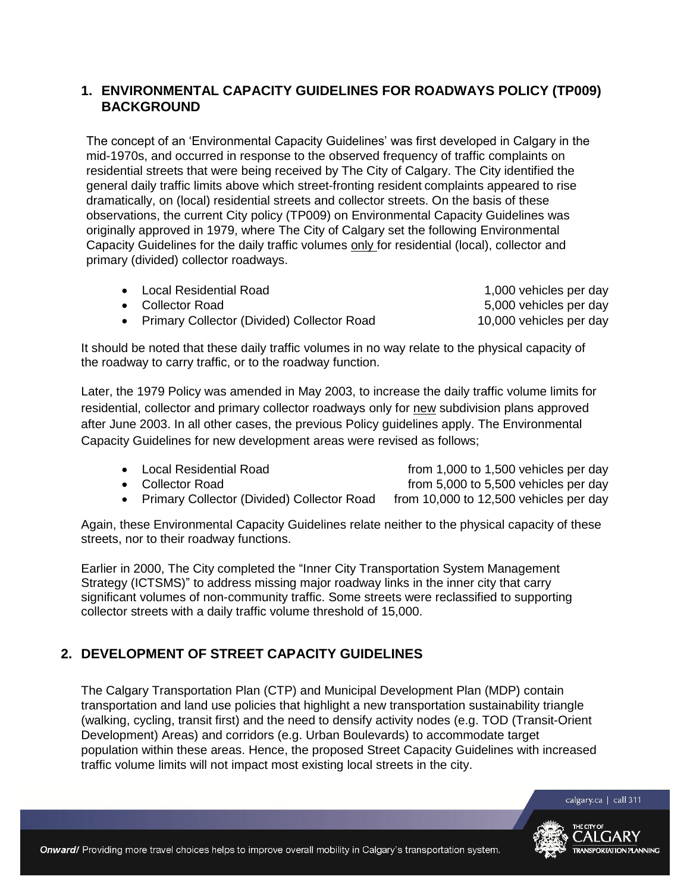## 1. ENVIRONMENTAL CAPACITY GUIDELINES FOR ROADWAYS POLICY (TP009) BACKGROUND

The concept of an 'Environmental Capacity Guidelines' was first developed in Calgary in the mid-1970s, and occurred in response to the observed frequency of traffic complaints on residential streets that were being received by The City of Calgary. The City identified the general daily traffic limits above which street-fronting resident complaints appeared to rise dramatically, on (local) residential streets and collector streets. On the basis of these observations, the current City policy (TP009) on Environmental Capacity Guidelines was originally approved in 1979, where The City of Calgary set the following Environmental Capacity Guidelines for the daily traffic volumes only for residential (local), collector and primary (divided) collector roadways.

- Local Residential Road — 1,000 vehicles per day
- Collector Road — 5,000 vehicles per day
- Primary Collector (Divided) Collector Road — 10,000 vehicles per day

It should be noted that these daily traffic volumes in no way relate to the physical capacity of the roadway to carry traffic, or to the roadway function.

Later, the 1979 Policy was amended in May 2003, to increase the daily traffic volume limits for residential, collector and primary collector roadways only for new subdivision plans approved after June 2003. In all other cases, the previous Policy guidelines apply. The Environmental Capacity Guidelines for new development areas were revised as follows;

- Local Residential Road — from 1,000 to 1,500 vehicles per day
- Collector Road — from 5,000 to 5,500 vehicles per day
- Primary Collector (Divided) Collector Road — from 10,000 to 12,500 vehicles per day

Again, these Environmental Capacity Guidelines relate neither to the physical capacity of these streets, nor to their roadway functions.

Earlier in 2000, The City completed the "Inner City Transportation System Management Strategy (ICTSMS)" to address missing major roadway links in the inner city that carry significant volumes of non-community traffic. Some streets were reclassified to supporting collector streets with a daily traffic volume threshold of 15,000.

## 2. DEVELOPMENT OF STREET CAPACITY GUIDELINES

The Calgary Transportation Plan (CTP) and Municipal Development Plan (MDP) contain transportation and land use policies that highlight a new transportation sustainability triangle (walking, cycling, transit first) and the need to densify activity nodes (e.g. TOD (Transit-Orient Development) Areas) and corridors (e.g. Urban Boulevards) to accommodate target population within these areas. Hence, the proposed Street Capacity Guidelines with increased traffic volume limits will not impact most existing local streets in the city.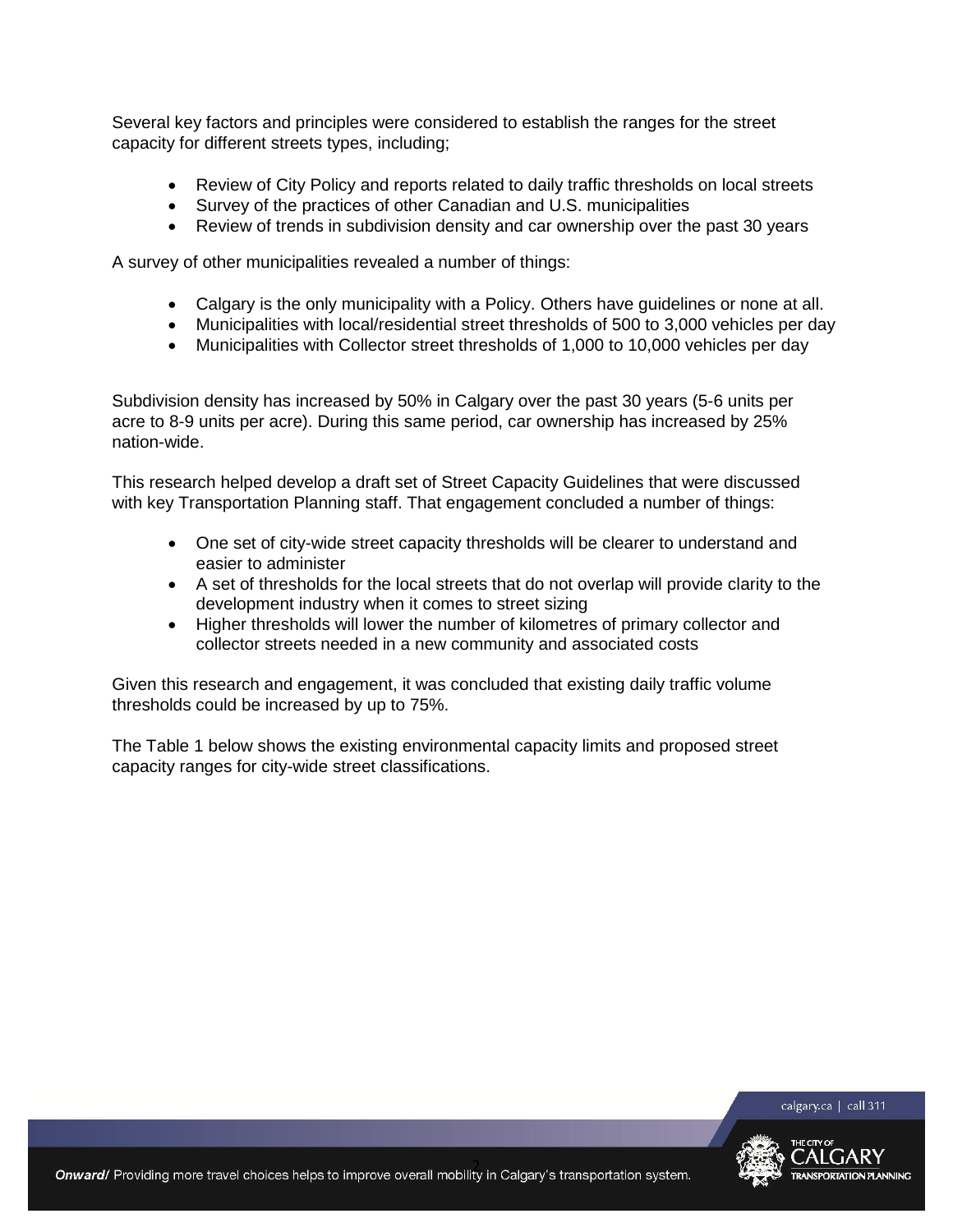Several key factors and principles were considered to establish the ranges for the street capacity for different streets types, including;

- Review of City Policy and reports related to daily traffic thresholds on local streets
- Survey of the practices of other Canadian and U.S. municipalities
- Review of trends in subdivision density and car ownership over the past 30 years

A survey of other municipalities revealed a number of things:

- Calgary is the only municipality with a Policy. Others have guidelines or none at all.
- Municipalities with local/residential street thresholds of 500 to 3,000 vehicles per day
- Municipalities with Collector street thresholds of 1,000 to 10,000 vehicles per day

Subdivision density has increased by 50% in Calgary over the past 30 years (5-6 units per acre to 8-9 units per acre). During this same period, car ownership has increased by 25% nation-wide.

This research helped develop a draft set of Street Capacity Guidelines that were discussed with key Transportation Planning staff. That engagement concluded a number of things:

- One set of city-wide street capacity thresholds will be clearer to understand and easier to administer
- A set of thresholds for the local streets that do not overlap will provide clarity to the development industry when it comes to street sizing
- Higher thresholds will lower the number of kilometres of primary collector and collector streets needed in a new community and associated costs

Given this research and engagement, it was concluded that existing daily traffic volume thresholds could be increased by up to 75%.

The Table 1 below shows the existing environmental capacity limits and proposed street capacity ranges for city-wide street classifications.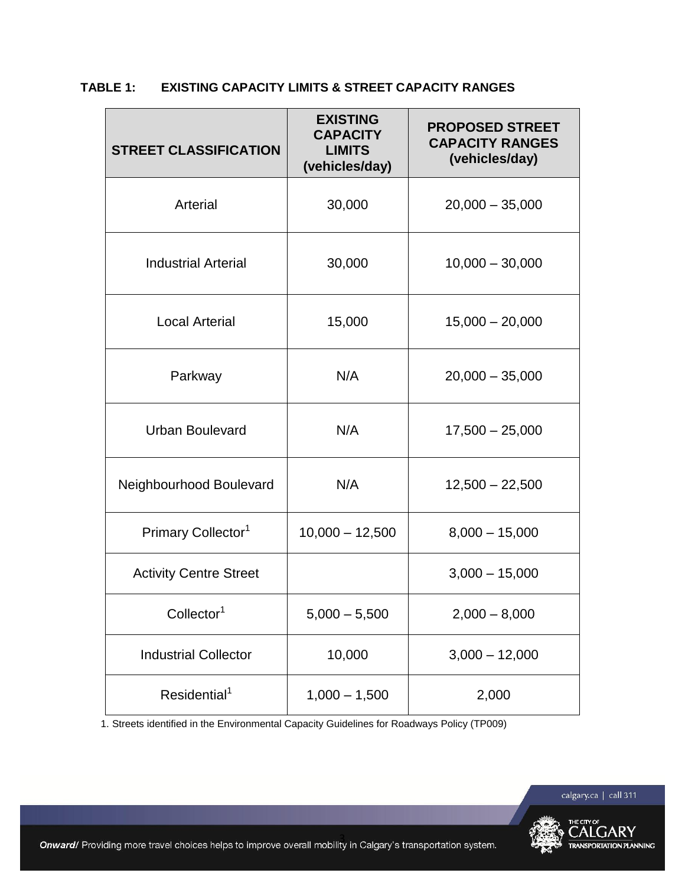**TABLE 1: EXISTING CAPACITY LIMITS & STREET CAPACITY RANGES**

| STREET CLASSIFICATION | EXISTING CAPACITY LIMITS (vehicles/day) | PROPOSED STREET CAPACITY RANGES (vehicles/day) |
|---|---|---|
| Arterial | 30,000 | 20,000 – 35,000 |
| Industrial Arterial | 30,000 | 10,000 – 30,000 |
| Local Arterial | 15,000 | 15,000 – 20,000 |
| Parkway | N/A | 20,000 – 35,000 |
| Urban Boulevard | N/A | 17,500 – 25,000 |
| Neighbourhood Boulevard | N/A | 12,500 – 22,500 |
| Primary Collector[1] | 10,000 – 12,500 | 8,000 – 15,000 |
| Activity Centre Street | | 3,000 – 15,000 |
| Collector[1] | 5,000 – 5,500 | 2,000 – 8,000 |
| Industrial Collector | 10,000 | 3,000 – 12,000 |
| Residential[1] | 1,000 – 1,500 | 2,000 |

1. Streets identified in the Environmental Capacity Guidelines for Roadways Policy (TP009)